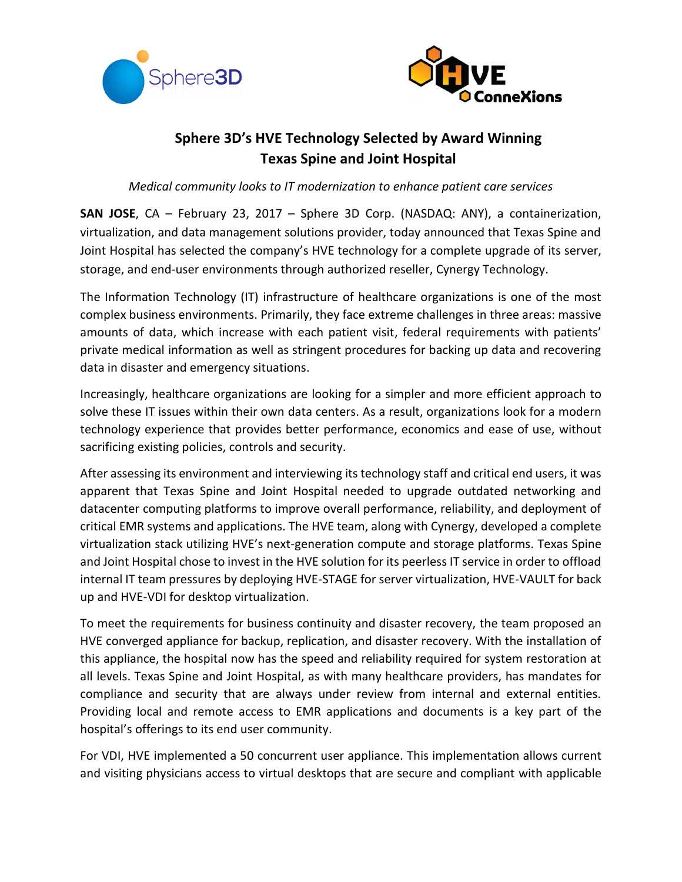# Sphere 3D's HVE Technology Selected by Award Winning Texas Spine and Joint Hospital

*Medical community looks to IT modernization to enhance patient care services*

**SAN JOSE**, CA – February 23, 2017 – Sphere 3D Corp. (NASDAQ: ANY), a containerization, virtualization, and data management solutions provider, today announced that Texas Spine and Joint Hospital has selected the company's HVE technology for a complete upgrade of its server, storage, and end-user environments through authorized reseller, Cynergy Technology.

The Information Technology (IT) infrastructure of healthcare organizations is one of the most complex business environments. Primarily, they face extreme challenges in three areas: massive amounts of data, which increase with each patient visit, federal requirements with patients' private medical information as well as stringent procedures for backing up data and recovering data in disaster and emergency situations.

Increasingly, healthcare organizations are looking for a simpler and more efficient approach to solve these IT issues within their own data centers. As a result, organizations look for a modern technology experience that provides better performance, economics and ease of use, without sacrificing existing policies, controls and security.

After assessing its environment and interviewing its technology staff and critical end users, it was apparent that Texas Spine and Joint Hospital needed to upgrade outdated networking and datacenter computing platforms to improve overall performance, reliability, and deployment of critical EMR systems and applications. The HVE team, along with Cynergy, developed a complete virtualization stack utilizing HVE's next-generation compute and storage platforms. Texas Spine and Joint Hospital chose to invest in the HVE solution for its peerless IT service in order to offload internal IT team pressures by deploying HVE-STAGE for server virtualization, HVE-VAULT for back up and HVE-VDI for desktop virtualization.

To meet the requirements for business continuity and disaster recovery, the team proposed an HVE converged appliance for backup, replication, and disaster recovery. With the installation of this appliance, the hospital now has the speed and reliability required for system restoration at all levels. Texas Spine and Joint Hospital, as with many healthcare providers, has mandates for compliance and security that are always under review from internal and external entities. Providing local and remote access to EMR applications and documents is a key part of the hospital's offerings to its end user community.

For VDI, HVE implemented a 50 concurrent user appliance. This implementation allows current and visiting physicians access to virtual desktops that are secure and compliant with applicable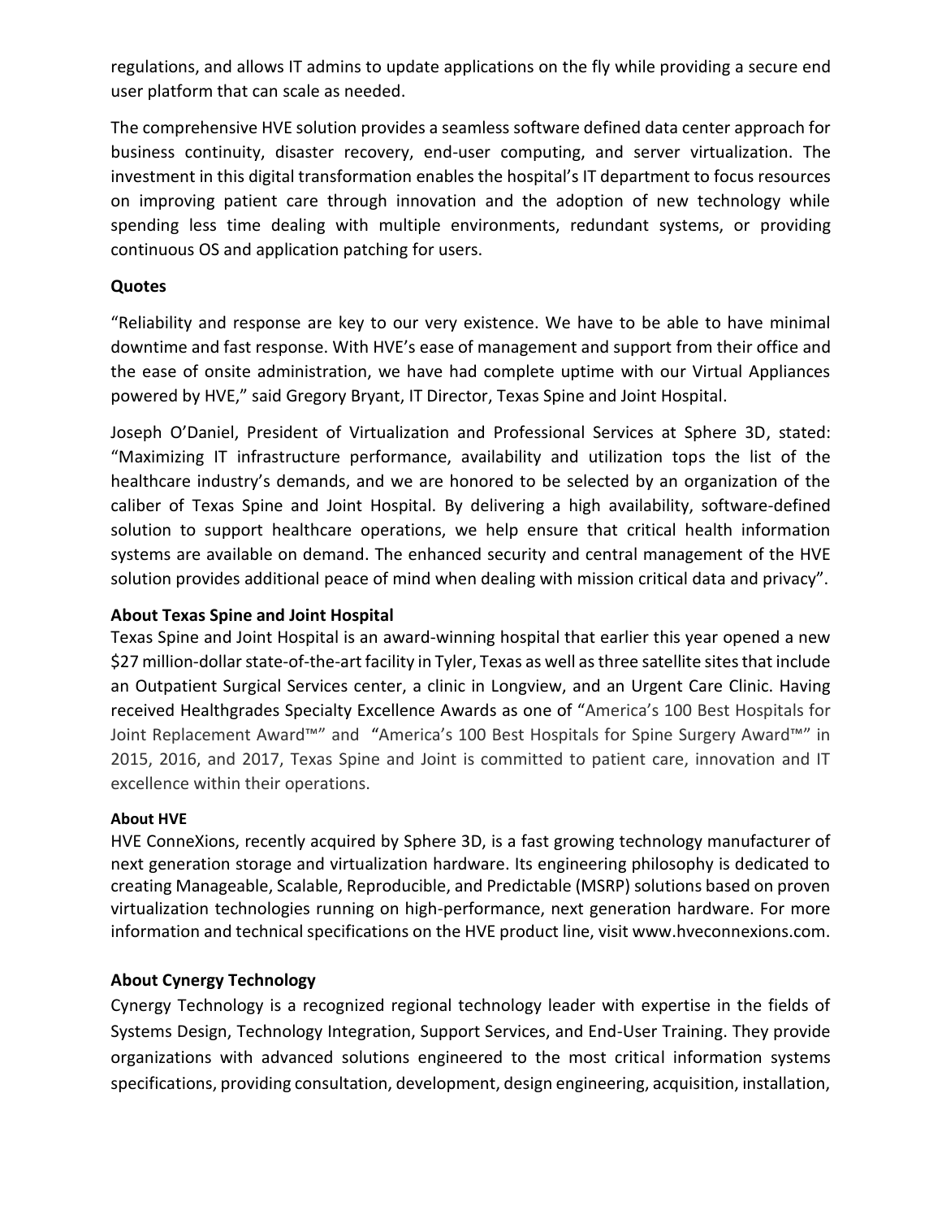regulations, and allows IT admins to update applications on the fly while providing a secure end user platform that can scale as needed.

The comprehensive HVE solution provides a seamless software defined data center approach for business continuity, disaster recovery, end-user computing, and server virtualization. The investment in this digital transformation enables the hospital's IT department to focus resources on improving patient care through innovation and the adoption of new technology while spending less time dealing with multiple environments, redundant systems, or providing continuous OS and application patching for users.

**Quotes**

"Reliability and response are key to our very existence. We have to be able to have minimal downtime and fast response. With HVE's ease of management and support from their office and the ease of onsite administration, we have had complete uptime with our Virtual Appliances powered by HVE," said Gregory Bryant, IT Director, Texas Spine and Joint Hospital.

Joseph O'Daniel, President of Virtualization and Professional Services at Sphere 3D, stated: "Maximizing IT infrastructure performance, availability and utilization tops the list of the healthcare industry's demands, and we are honored to be selected by an organization of the caliber of Texas Spine and Joint Hospital. By delivering a high availability, software-defined solution to support healthcare operations, we help ensure that critical health information systems are available on demand. The enhanced security and central management of the HVE solution provides additional peace of mind when dealing with mission critical data and privacy".

**About Texas Spine and Joint Hospital**

Texas Spine and Joint Hospital is an award-winning hospital that earlier this year opened a new $27 million-dollar state-of-the-art facility in Tyler, Texas as well as three satellite sites that include an Outpatient Surgical Services center, a clinic in Longview, and an Urgent Care Clinic. Having received Healthgrades Specialty Excellence Awards as one of "America's 100 Best Hospitals for Joint Replacement Award™" and "America's 100 Best Hospitals for Spine Surgery Award™" in 2015, 2016, and 2017, Texas Spine and Joint is committed to patient care, innovation and IT excellence within their operations.

**About HVE**

HVE ConneXions, recently acquired by Sphere 3D, is a fast growing technology manufacturer of next generation storage and virtualization hardware. Its engineering philosophy is dedicated to creating Manageable, Scalable, Reproducible, and Predictable (MSRP) solutions based on proven virtualization technologies running on high-performance, next generation hardware. For more information and technical specifications on the HVE product line, visit www.hveconnexions.com.

**About Cynergy Technology**

Cynergy Technology is a recognized regional technology leader with expertise in the fields of Systems Design, Technology Integration, Support Services, and End-User Training. They provide organizations with advanced solutions engineered to the most critical information systems specifications, providing consultation, development, design engineering, acquisition, installation,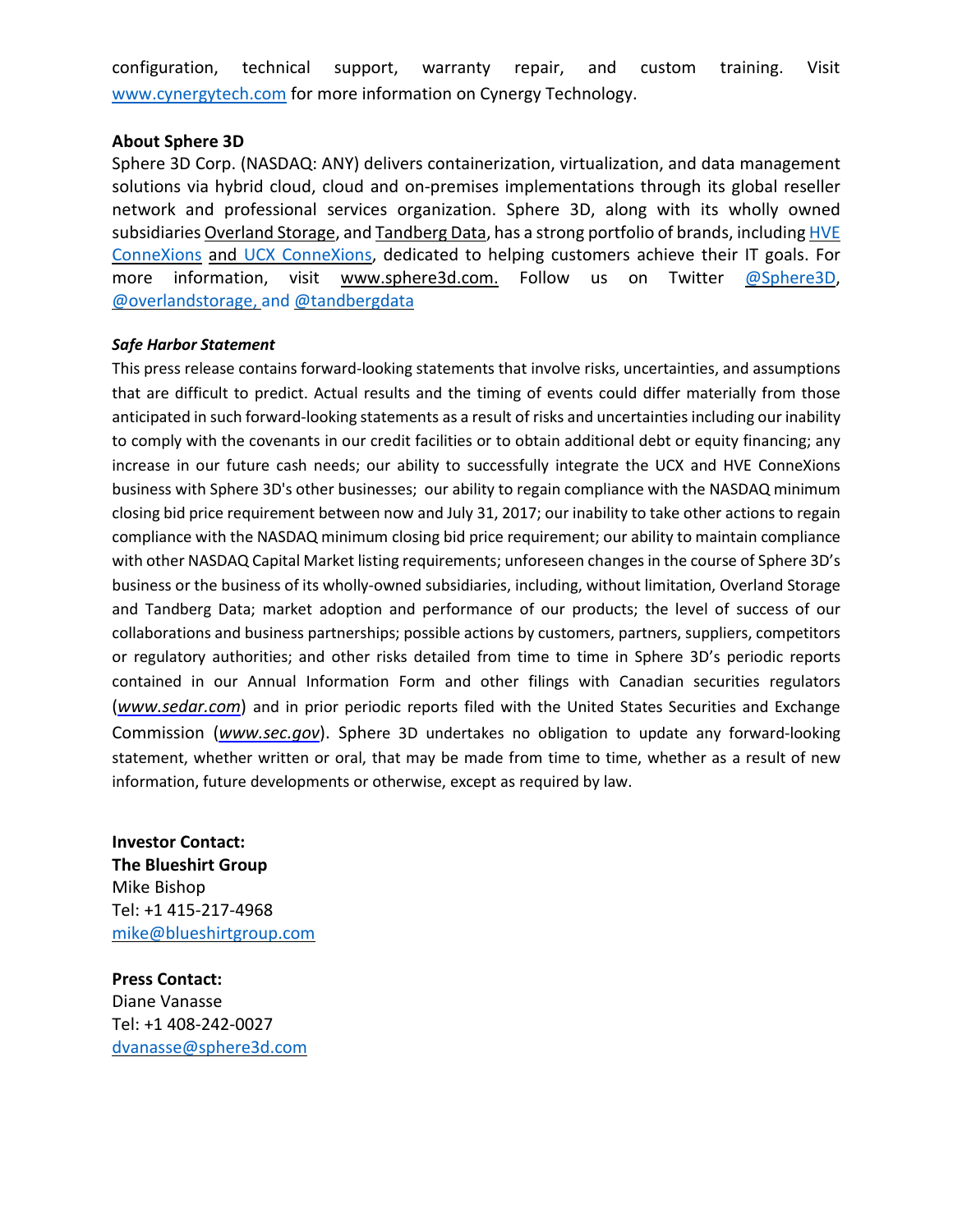configuration, technical support, warranty repair, and custom training. Visit www.cynergytech.com for more information on Cynergy Technology.

**About Sphere 3D**

Sphere 3D Corp. (NASDAQ: ANY) delivers containerization, virtualization, and data management solutions via hybrid cloud, cloud and on-premises implementations through its global reseller network and professional services organization. Sphere 3D, along with its wholly owned subsidiaries Overland Storage, and Tandberg Data, has a strong portfolio of brands, including HVE ConneXions and UCX ConneXions, dedicated to helping customers achieve their IT goals. For more information, visit www.sphere3d.com. Follow us on Twitter @Sphere3D, @overlandstorage, and @tandbergdata

***Safe Harbor Statement***

This press release contains forward-looking statements that involve risks, uncertainties, and assumptions that are difficult to predict. Actual results and the timing of events could differ materially from those anticipated in such forward-looking statements as a result of risks and uncertainties including our inability to comply with the covenants in our credit facilities or to obtain additional debt or equity financing; any increase in our future cash needs; our ability to successfully integrate the UCX and HVE ConneXions business with Sphere 3D's other businesses; our ability to regain compliance with the NASDAQ minimum closing bid price requirement between now and July 31, 2017; our inability to take other actions to regain compliance with the NASDAQ minimum closing bid price requirement; our ability to maintain compliance with other NASDAQ Capital Market listing requirements; unforeseen changes in the course of Sphere 3D's business or the business of its wholly-owned subsidiaries, including, without limitation, Overland Storage and Tandberg Data; market adoption and performance of our products; the level of success of our collaborations and business partnerships; possible actions by customers, partners, suppliers, competitors or regulatory authorities; and other risks detailed from time to time in Sphere 3D's periodic reports contained in our Annual Information Form and other filings with Canadian securities regulators (*www.sedar.com*) and in prior periodic reports filed with the United States Securities and Exchange Commission (*www.sec.gov*). Sphere 3D undertakes no obligation to update any forward-looking statement, whether written or oral, that may be made from time to time, whether as a result of new information, future developments or otherwise, except as required by law.

**Investor Contact:**
**The Blueshirt Group**
Mike Bishop
Tel: +1 415-217-4968
mike@blueshirtgroup.com

**Press Contact:**
Diane Vanasse
Tel: +1 408-242-0027
dvanasse@sphere3d.com